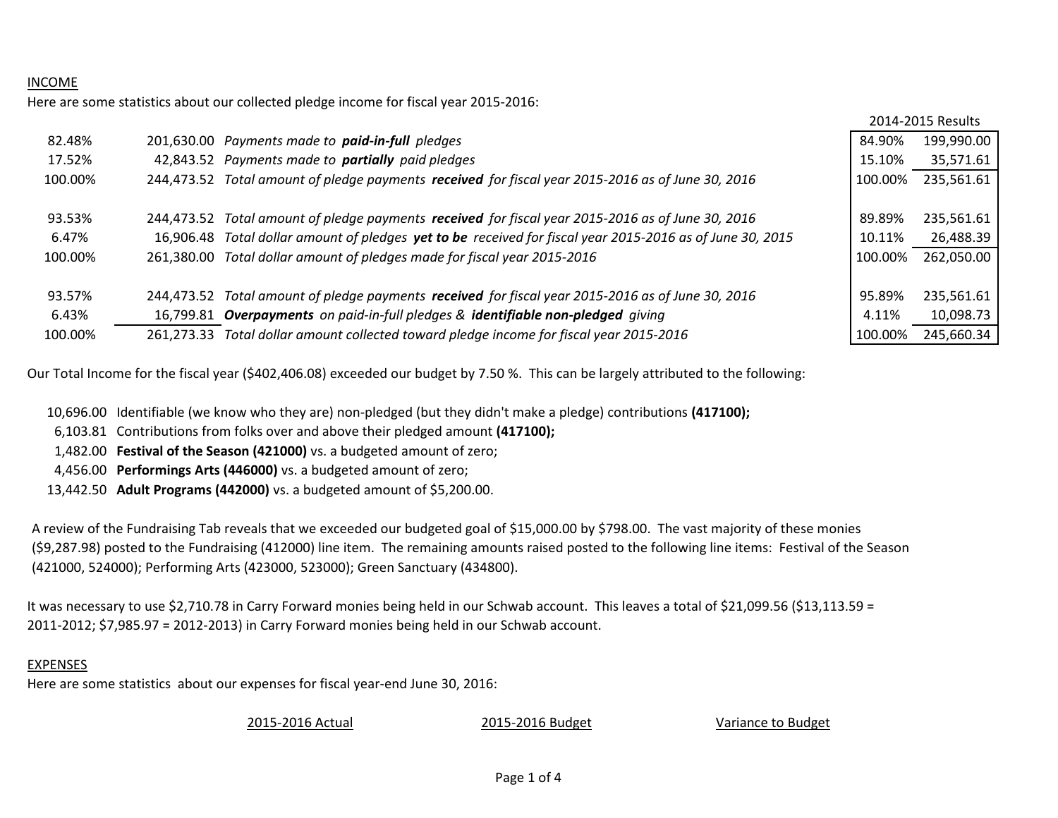INCOME

Here are some statistics about our collected pledge income for fiscal year 2015-2016:

| | | | 2014-2015 Results | |
|---|---|---|---|---|
| 82.48% | 201,630.00 | *Payments made to **paid-in-full** pledges* | 84.90% | 199,990.00 |
| 17.52% | 42,843.52 | *Payments made to **partially** paid pledges* | 15.10% | 35,571.61 |
| 100.00% | 244,473.52 | *Total amount of pledge payments **received** for fiscal year 2015-2016 as of June 30, 2016* | 100.00% | 235,561.61 |
| | | | | |
| 93.53% | 244,473.52 | *Total amount of pledge payments **received** for fiscal year 2015-2016 as of June 30, 2016* | 89.89% | 235,561.61 |
| 6.47% | 16,906.48 | *Total dollar amount of pledges **yet to be** received for fiscal year 2015-2016 as of June 30, 2015* | 10.11% | 26,488.39 |
| 100.00% | 261,380.00 | *Total dollar amount of pledges made for fiscal year 2015-2016* | 100.00% | 262,050.00 |
| | | | | |
| 93.57% | 244,473.52 | *Total amount of pledge payments **received** for fiscal year 2015-2016 as of June 30, 2016* | 95.89% | 235,561.61 |
| 6.43% | 16,799.81 | ***Overpayments** on paid-in-full pledges & **identifiable non-pledged** giving* | 4.11% | 10,098.73 |
| 100.00% | 261,273.33 | *Total dollar amount collected toward pledge income for fiscal year 2015-2016* | 100.00% | 245,660.34 |

Our Total Income for the fiscal year ($402,406.08) exceeded our budget by 7.50 %. This can be largely attributed to the following:

- 10,696.00 Identifiable (we know who they are) non-pledged (but they didn't make a pledge) contributions **(417100);**
- 6,103.81 Contributions from folks over and above their pledged amount **(417100);**
- 1,482.00 **Festival of the Season (421000)** vs. a budgeted amount of zero;
- 4,456.00 **Performings Arts (446000)** vs. a budgeted amount of zero;
- 13,442.50 **Adult Programs (442000)** vs. a budgeted amount of $5,200.00.

A review of the Fundraising Tab reveals that we exceeded our budgeted goal of $15,000.00 by $798.00. The vast majority of these monies ($9,287.98) posted to the Fundraising (412000) line item. The remaining amounts raised posted to the following line items: Festival of the Season (421000, 524000); Performing Arts (423000, 523000); Green Sanctuary (434800).

It was necessary to use $2,710.78 in Carry Forward monies being held in our Schwab account. This leaves a total of $21,099.56 ($13,113.59 = 2011-2012; $7,985.97 = 2012-2013) in Carry Forward monies being held in our Schwab account.

EXPENSES

Here are some statistics about our expenses for fiscal year-end June 30, 2016:

| 2015-2016 Actual | 2015-2016 Budget | Variance to Budget |
|---|---|---|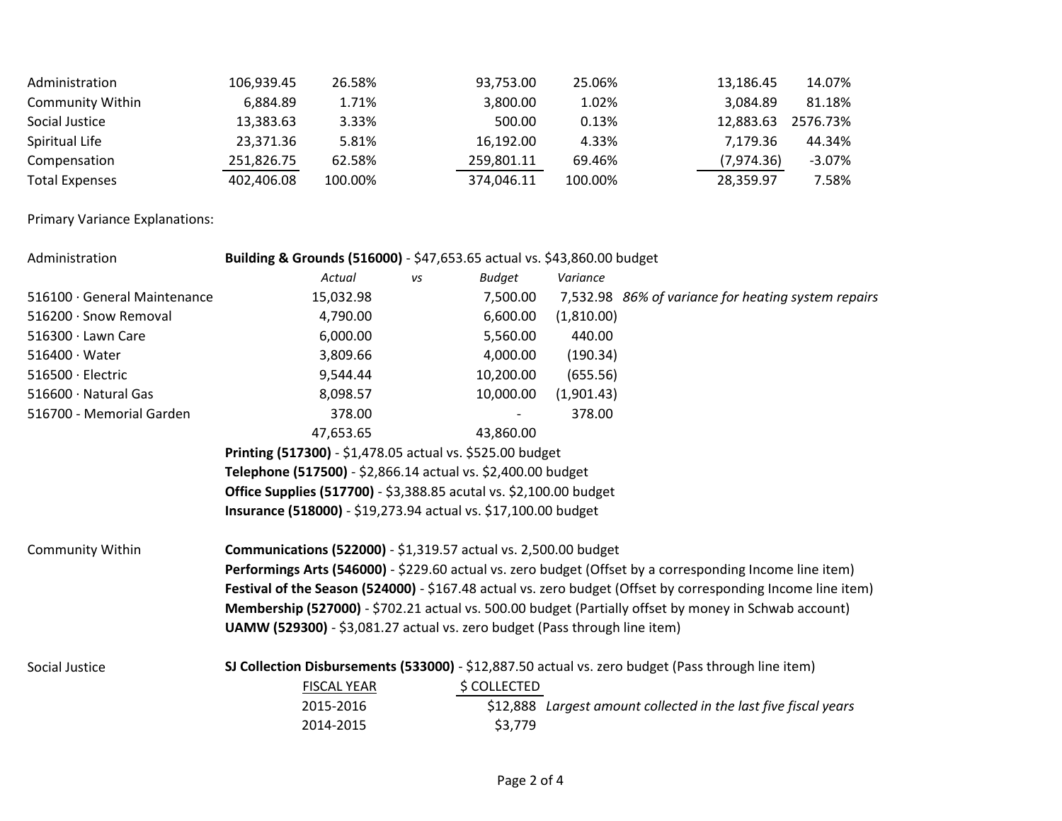| | | | | | | |
|---|---|---|---|---|---|---|
| Administration | 106,939.45 | 26.58% | 93,753.00 | 25.06% | 13,186.45 | 14.07% |
| Community Within | 6,884.89 | 1.71% | 3,800.00 | 1.02% | 3,084.89 | 81.18% |
| Social Justice | 13,383.63 | 3.33% | 500.00 | 0.13% | 12,883.63 | 2576.73% |
| Spiritual Life | 23,371.36 | 5.81% | 16,192.00 | 4.33% | 7,179.36 | 44.34% |
| Compensation | 251,826.75 | 62.58% | 259,801.11 | 69.46% | (7,974.36) | -3.07% |
| Total Expenses | 402,406.08 | 100.00% | 374,046.11 | 100.00% | 28,359.97 | 7.58% |

Primary Variance Explanations:

Administration

**Building & Grounds (516000)** - $47,653.65 actual vs. $43,860.00 budget

| | *Actual* | *vs* | *Budget* | *Variance* | |
|---|---|---|---|---|---|
| 516100 · General Maintenance | 15,032.98 | | 7,500.00 | 7,532.98 | *86% of variance for heating system repairs* |
| 516200 · Snow Removal | 4,790.00 | | 6,600.00 | (1,810.00) | |
| 516300 · Lawn Care | 6,000.00 | | 5,560.00 | 440.00 | |
| 516400 · Water | 3,809.66 | | 4,000.00 | (190.34) | |
| 516500 · Electric | 9,544.44 | | 10,200.00 | (655.56) | |
| 516600 · Natural Gas | 8,098.57 | | 10,000.00 | (1,901.43) | |
| 516700 - Memorial Garden | 378.00 | | - | 378.00 | |
| | 47,653.65 | | 43,860.00 | | |

**Printing (517300)** - $1,478.05 actual vs. $525.00 budget

**Telephone (517500)** - $2,866.14 actual vs. $2,400.00 budget

**Office Supplies (517700)** - $3,388.85 acutal vs. $2,100.00 budget

**Insurance (518000)** - $19,273.94 actual vs. $17,100.00 budget

Community Within

**Communications (522000)** - $1,319.57 actual vs. 2,500.00 budget

**Performings Arts (546000)** - $229.60 actual vs. zero budget (Offset by a corresponding Income line item)

**Festival of the Season (524000)** - $167.48 actual vs. zero budget (Offset by corresponding Income line item)

**Membership (527000)** - $702.21 actual vs. 500.00 budget (Partially offset by money in Schwab account)

**UAMW (529300)** - $3,081.27 actual vs. zero budget (Pass through line item)

Social Justice

**SJ Collection Disbursements (533000)** - $12,887.50 actual vs. zero budget (Pass through line item)

| FISCAL YEAR | $ COLLECTED | |
|---|---|---|
| 2015-2016 | $12,888 | *Largest amount collected in the last five fiscal years* |
| 2014-2015 | $3,779 | |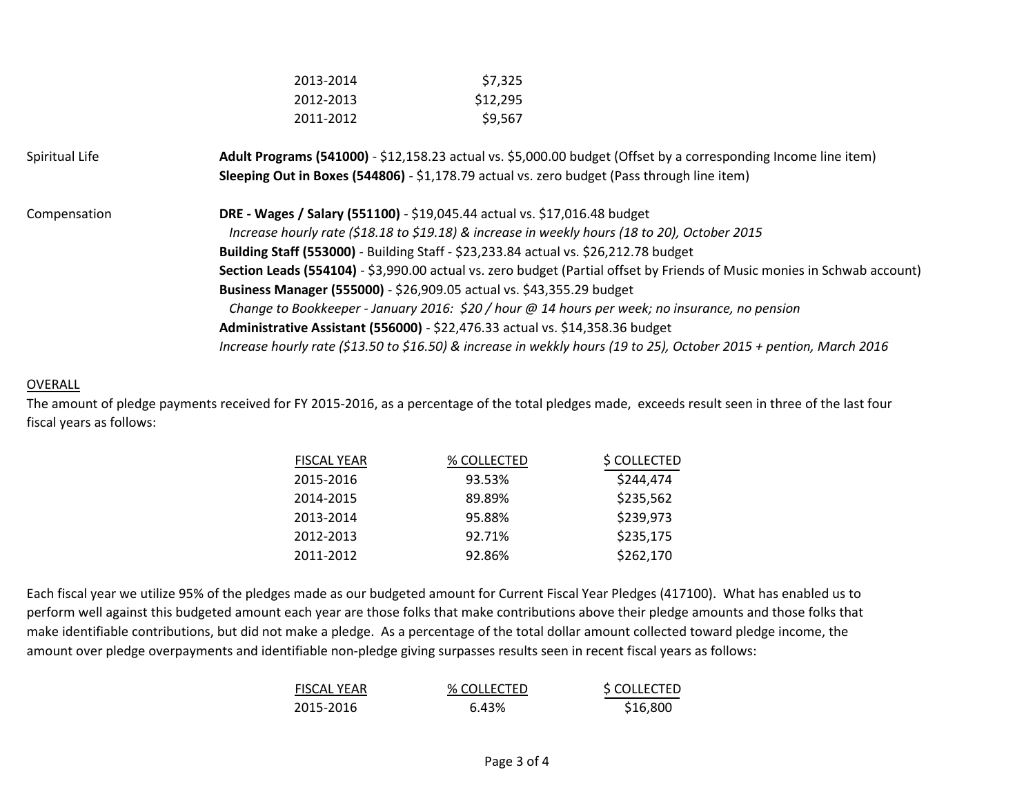| | |
|---|---|
| 2013-2014 | $7,325 |
| 2012-2013 | $12,295 |
| 2011-2012 | $9,567 |

Spiritual Life

**Adult Programs (541000)** - $12,158.23 actual vs. $5,000.00 budget (Offset by a corresponding Income line item)
**Sleeping Out in Boxes (544806)** - $1,178.79 actual vs. zero budget (Pass through line item)

Compensation

**DRE - Wages / Salary (551100)** - $19,045.44 actual vs. $17,016.48 budget
*Increase hourly rate ($18.18 to $19.18) & increase in weekly hours (18 to 20), October 2015*
**Building Staff (553000)** - Building Staff - $23,233.84 actual vs. $26,212.78 budget
**Section Leads (554104)** - $3,990.00 actual vs. zero budget (Partial offset by Friends of Music monies in Schwab account)
**Business Manager (555000)** - $26,909.05 actual vs. $43,355.29 budget
*Change to Bookkeeper - January 2016: $20 / hour @ 14 hours per week; no insurance, no pension*
**Administrative Assistant (556000)** - $22,476.33 actual vs. $14,358.36 budget
*Increase hourly rate ($13.50 to $16.50) & increase in wekkly hours (19 to 25), October 2015 + pention, March 2016*

<u>OVERALL</u>

The amount of pledge payments received for FY 2015-2016, as a percentage of the total pledges made, exceeds result seen in three of the last four fiscal years as follows:

| FISCAL YEAR | % COLLECTED | $ COLLECTED |
|---|---|---|
| 2015-2016 | 93.53% | $244,474 |
| 2014-2015 | 89.89% | $235,562 |
| 2013-2014 | 95.88% | $239,973 |
| 2012-2013 | 92.71% | $235,175 |
| 2011-2012 | 92.86% | $262,170 |

Each fiscal year we utilize 95% of the pledges made as our budgeted amount for Current Fiscal Year Pledges (417100). What has enabled us to perform well against this budgeted amount each year are those folks that make contributions above their pledge amounts and those folks that make identifiable contributions, but did not make a pledge. As a percentage of the total dollar amount collected toward pledge income, the amount over pledge overpayments and identifiable non-pledge giving surpasses results seen in recent fiscal years as follows:

| FISCAL YEAR | % COLLECTED | $ COLLECTED |
|---|---|---|
| 2015-2016 | 6.43% | $16,800 |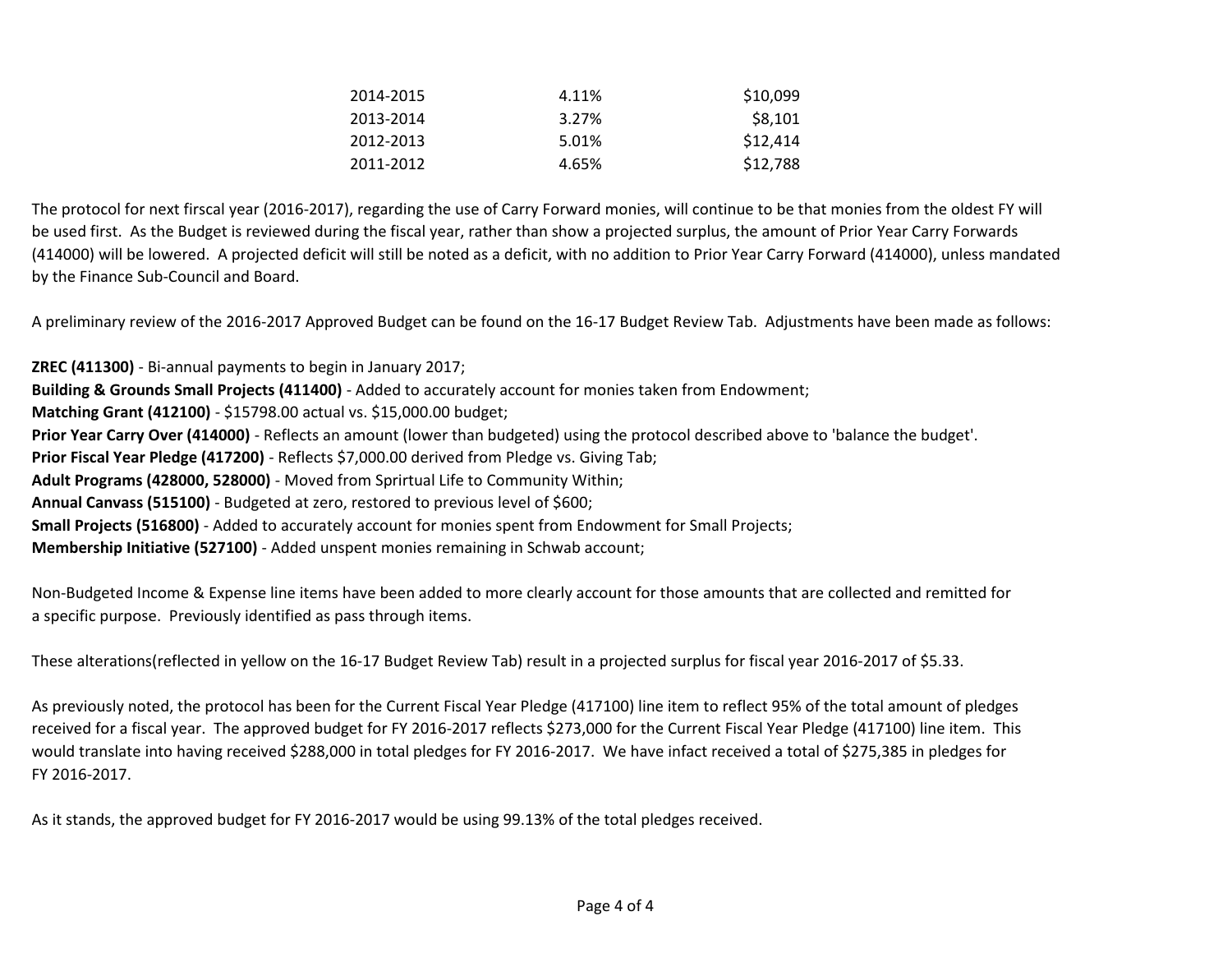| | | |
|---|---|---|
| 2014-2015 | 4.11% | $10,099 |
| 2013-2014 | 3.27% | $8,101 |
| 2012-2013 | 5.01% | $12,414 |
| 2011-2012 | 4.65% | $12,788 |

The protocol for next firscal year (2016-2017), regarding the use of Carry Forward monies, will continue to be that monies from the oldest FY will be used first. As the Budget is reviewed during the fiscal year, rather than show a projected surplus, the amount of Prior Year Carry Forwards (414000) will be lowered. A projected deficit will still be noted as a deficit, with no addition to Prior Year Carry Forward (414000), unless mandated by the Finance Sub-Council and Board.

A preliminary review of the 2016-2017 Approved Budget can be found on the 16-17 Budget Review Tab. Adjustments have been made as follows:

**ZREC (411300)** - Bi-annual payments to begin in January 2017;
**Building & Grounds Small Projects (411400)** - Added to accurately account for monies taken from Endowment;
**Matching Grant (412100)** - $15798.00 actual vs. $15,000.00 budget;
**Prior Year Carry Over (414000)** - Reflects an amount (lower than budgeted) using the protocol described above to 'balance the budget'.
**Prior Fiscal Year Pledge (417200)** - Reflects $7,000.00 derived from Pledge vs. Giving Tab;
**Adult Programs (428000, 528000)** - Moved from Sprirtual Life to Community Within;
**Annual Canvass (515100)** - Budgeted at zero, restored to previous level of $600;
**Small Projects (516800)** - Added to accurately account for monies spent from Endowment for Small Projects;
**Membership Initiative (527100)** - Added unspent monies remaining in Schwab account;

Non-Budgeted Income & Expense line items have been added to more clearly account for those amounts that are collected and remitted for a specific purpose. Previously identified as pass through items.

These alterations(reflected in yellow on the 16-17 Budget Review Tab) result in a projected surplus for fiscal year 2016-2017 of $5.33.

As previously noted, the protocol has been for the Current Fiscal Year Pledge (417100) line item to reflect 95% of the total amount of pledges received for a fiscal year. The approved budget for FY 2016-2017 reflects $273,000 for the Current Fiscal Year Pledge (417100) line item. This would translate into having received $288,000 in total pledges for FY 2016-2017. We have infact received a total of $275,385 in pledges for FY 2016-2017.

As it stands, the approved budget for FY 2016-2017 would be using 99.13% of the total pledges received.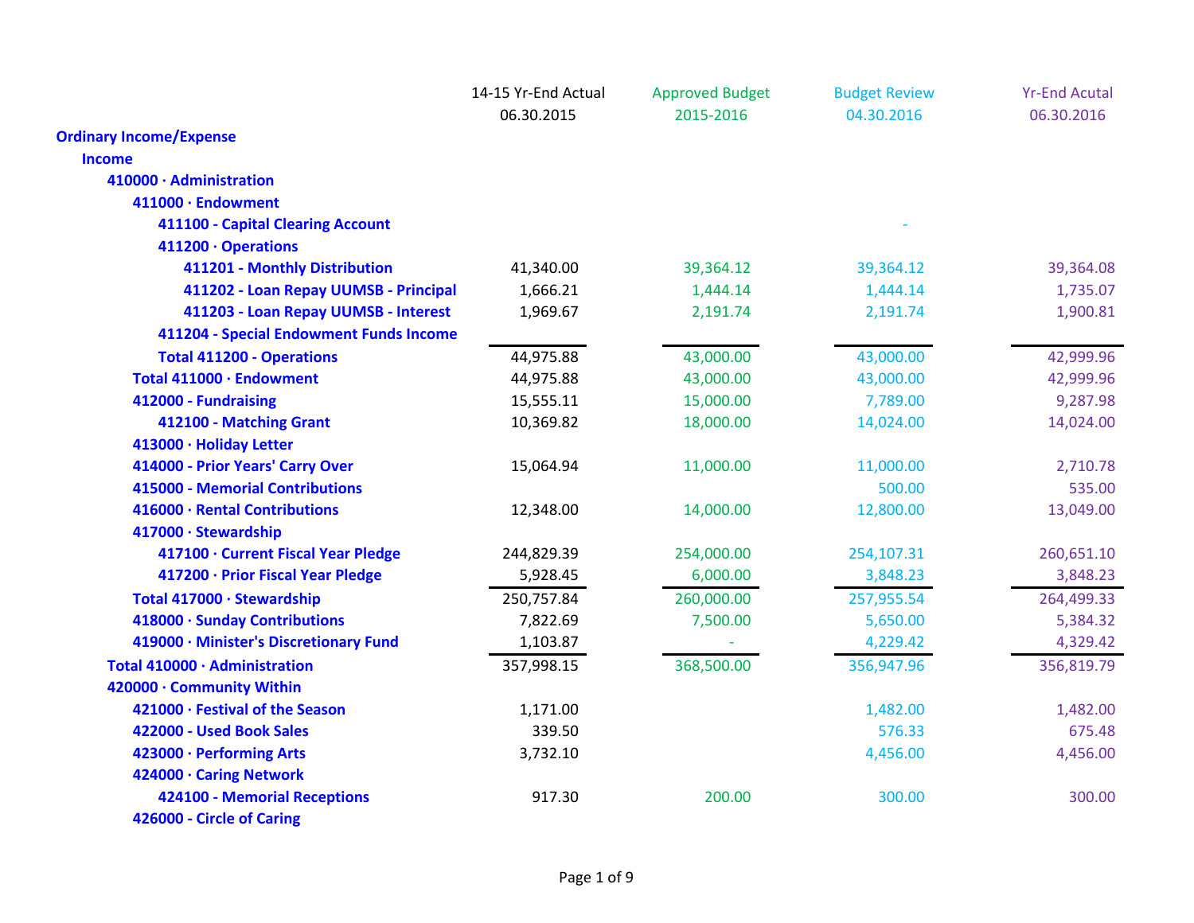| | 14-15 Yr-End Actual 06.30.2015 | Approved Budget 2015-2016 | Budget Review 04.30.2016 | Yr-End Acutal 06.30.2016 |
|---|---|---|---|---|
| **Ordinary Income/Expense** | | | | |
| **Income** | | | | |
| **410000 · Administration** | | | | |
| **411000 · Endowment** | | | | |
| **411100 - Capital Clearing Account** | | | - | |
| **411200 · Operations** | | | | |
| **411201 - Monthly Distribution** | 41,340.00 | 39,364.12 | 39,364.12 | 39,364.08 |
| **411202 - Loan Repay UUMSB - Principal** | 1,666.21 | 1,444.14 | 1,444.14 | 1,735.07 |
| **411203 - Loan Repay UUMSB - Interest** | 1,969.67 | 2,191.74 | 2,191.74 | 1,900.81 |
| **411204 - Special Endowment Funds Income** | | | | |
| **Total 411200 - Operations** | 44,975.88 | 43,000.00 | 43,000.00 | 42,999.96 |
| **Total 411000 · Endowment** | 44,975.88 | 43,000.00 | 43,000.00 | 42,999.96 |
| **412000 - Fundraising** | 15,555.11 | 15,000.00 | 7,789.00 | 9,287.98 |
| **412100 - Matching Grant** | 10,369.82 | 18,000.00 | 14,024.00 | 14,024.00 |
| **413000 · Holiday Letter** | | | | |
| **414000 - Prior Years' Carry Over** | 15,064.94 | 11,000.00 | 11,000.00 | 2,710.78 |
| **415000 - Memorial Contributions** | | | 500.00 | 535.00 |
| **416000 · Rental Contributions** | 12,348.00 | 14,000.00 | 12,800.00 | 13,049.00 |
| **417000 · Stewardship** | | | | |
| **417100 · Current Fiscal Year Pledge** | 244,829.39 | 254,000.00 | 254,107.31 | 260,651.10 |
| **417200 · Prior Fiscal Year Pledge** | 5,928.45 | 6,000.00 | 3,848.23 | 3,848.23 |
| **Total 417000 · Stewardship** | 250,757.84 | 260,000.00 | 257,955.54 | 264,499.33 |
| **418000 · Sunday Contributions** | 7,822.69 | 7,500.00 | 5,650.00 | 5,384.32 |
| **419000 · Minister's Discretionary Fund** | 1,103.87 | - | 4,229.42 | 4,329.42 |
| **Total 410000 · Administration** | 357,998.15 | 368,500.00 | 356,947.96 | 356,819.79 |
| **420000 · Community Within** | | | | |
| **421000 · Festival of the Season** | 1,171.00 | | 1,482.00 | 1,482.00 |
| **422000 - Used Book Sales** | 339.50 | | 576.33 | 675.48 |
| **423000 · Performing Arts** | 3,732.10 | | 4,456.00 | 4,456.00 |
| **424000 · Caring Network** | | | | |
| **424100 - Memorial Receptions** | 917.30 | 200.00 | 300.00 | 300.00 |
| **426000 - Circle of Caring** | | | | |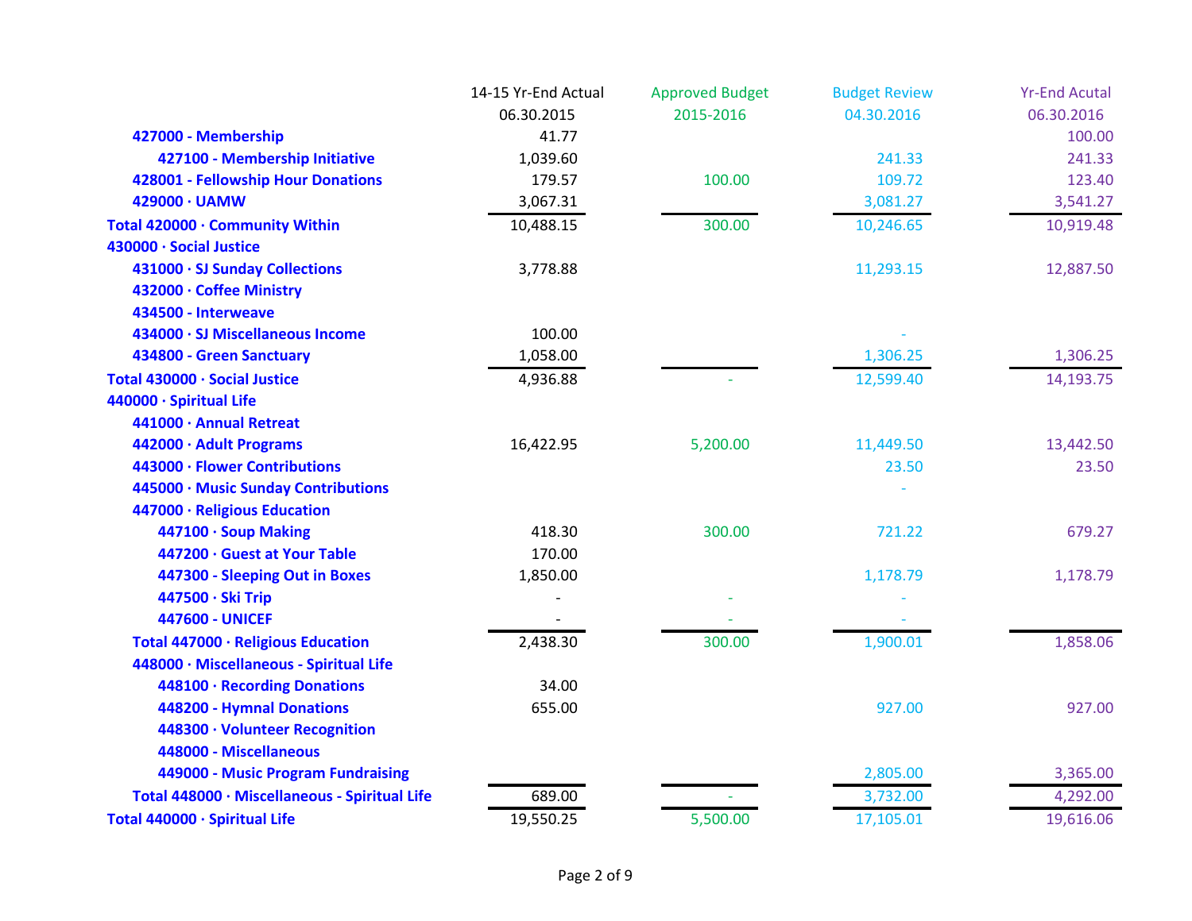| | 14-15 Yr-End Actual 06.30.2015 | Approved Budget 2015-2016 | Budget Review 04.30.2016 | Yr-End Acutal 06.30.2016 |
|---|---|---|---|---|
| 427000 - Membership | 41.77 | | | 100.00 |
| 427100 - Membership Initiative | 1,039.60 | | 241.33 | 241.33 |
| 428001 - Fellowship Hour Donations | 179.57 | 100.00 | 109.72 | 123.40 |
| 429000 · UAMW | 3,067.31 | | 3,081.27 | 3,541.27 |
| **Total 420000 · Community Within** | 10,488.15 | 300.00 | 10,246.65 | 10,919.48 |
| **430000 · Social Justice** | | | | |
| 431000 · SJ Sunday Collections | 3,778.88 | | 11,293.15 | 12,887.50 |
| 432000 · Coffee Ministry | | | | |
| 434500 - Interweave | | | | |
| 434000 · SJ Miscellaneous Income | 100.00 | | - | |
| 434800 - Green Sanctuary | 1,058.00 | | 1,306.25 | 1,306.25 |
| **Total 430000 · Social Justice** | 4,936.88 | - | 12,599.40 | 14,193.75 |
| **440000 · Spiritual Life** | | | | |
| 441000 · Annual Retreat | | | | |
| 442000 · Adult Programs | 16,422.95 | 5,200.00 | 11,449.50 | 13,442.50 |
| 443000 · Flower Contributions | | | 23.50 | 23.50 |
| 445000 · Music Sunday Contributions | | | - | |
| 447000 · Religious Education | | | | |
| 447100 · Soup Making | 418.30 | 300.00 | 721.22 | 679.27 |
| 447200 · Guest at Your Table | 170.00 | | | |
| 447300 - Sleeping Out in Boxes | 1,850.00 | | 1,178.79 | 1,178.79 |
| 447500 · Ski Trip | - | - | - | |
| 447600 - UNICEF | - | - | - | |
| **Total 447000 · Religious Education** | 2,438.30 | 300.00 | 1,900.01 | 1,858.06 |
| 448000 · Miscellaneous - Spiritual Life | | | | |
| 448100 · Recording Donations | 34.00 | | | |
| 448200 - Hymnal Donations | 655.00 | | 927.00 | 927.00 |
| 448300 · Volunteer Recognition | | | | |
| 448000 - Miscellaneous | | | | |
| 449000 - Music Program Fundraising | | | 2,805.00 | 3,365.00 |
| **Total 448000 · Miscellaneous - Spiritual Life** | 689.00 | - | 3,732.00 | 4,292.00 |
| **Total 440000 · Spiritual Life** | 19,550.25 | 5,500.00 | 17,105.01 | 19,616.06 |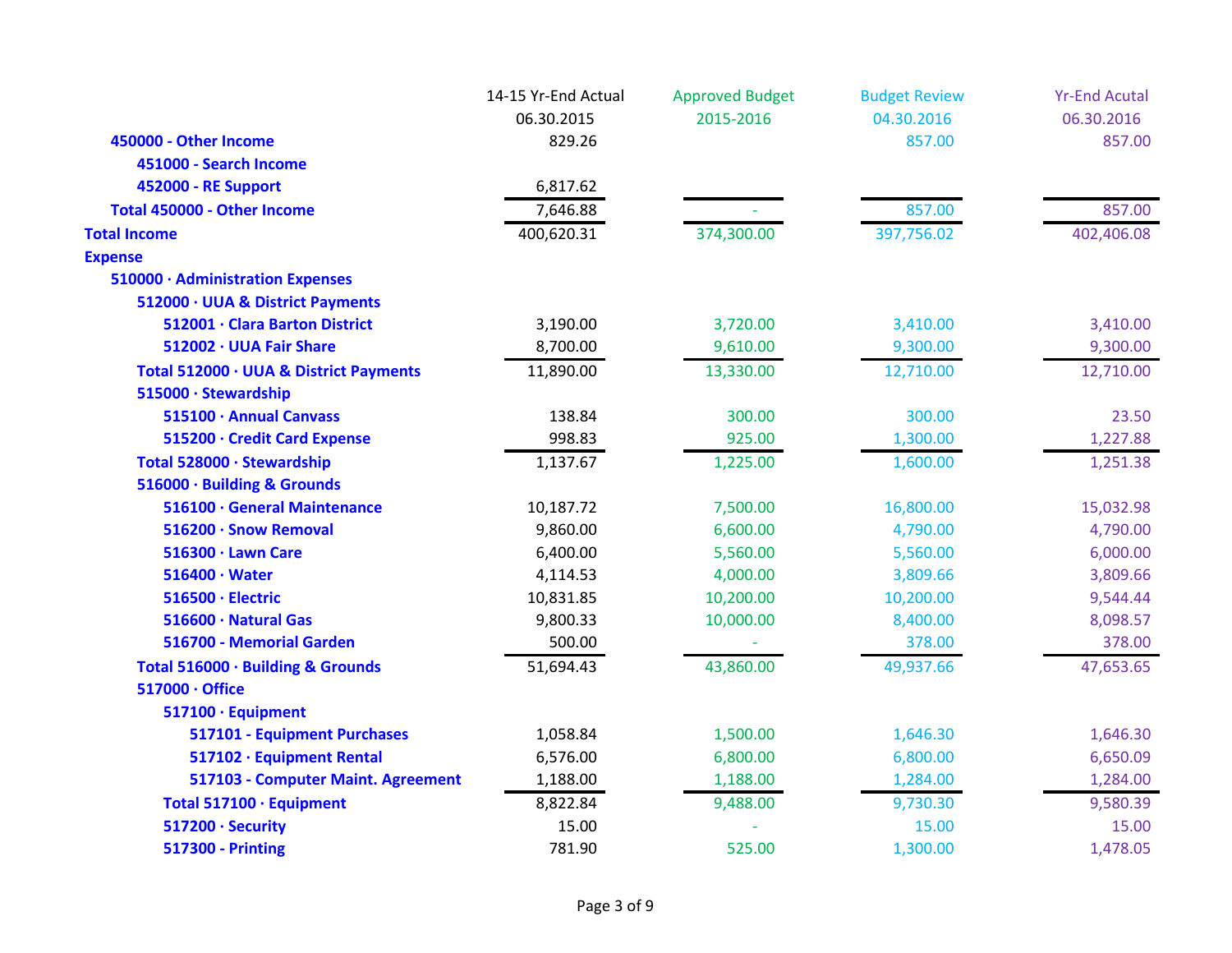| | 14-15 Yr-End Actual 06.30.2015 | Approved Budget 2015-2016 | Budget Review 04.30.2016 | Yr-End Acutal 06.30.2016 |
|---|---|---|---|---|
| **450000 - Other Income** | 829.26 | | 857.00 | 857.00 |
| **451000 - Search Income** | | | | |
| **452000 - RE Support** | 6,817.62 | | | |
| **Total 450000 - Other Income** | 7,646.88 | - | 857.00 | 857.00 |
| **Total Income** | 400,620.31 | 374,300.00 | 397,756.02 | 402,406.08 |
| **Expense** | | | | |
| **510000 · Administration Expenses** | | | | |
| **512000 · UUA & District Payments** | | | | |
| **512001 · Clara Barton District** | 3,190.00 | 3,720.00 | 3,410.00 | 3,410.00 |
| **512002 · UUA Fair Share** | 8,700.00 | 9,610.00 | 9,300.00 | 9,300.00 |
| **Total 512000 · UUA & District Payments** | 11,890.00 | 13,330.00 | 12,710.00 | 12,710.00 |
| **515000 · Stewardship** | | | | |
| **515100 · Annual Canvass** | 138.84 | 300.00 | 300.00 | 23.50 |
| **515200 · Credit Card Expense** | 998.83 | 925.00 | 1,300.00 | 1,227.88 |
| **Total 528000 · Stewardship** | 1,137.67 | 1,225.00 | 1,600.00 | 1,251.38 |
| **516000 · Building & Grounds** | | | | |
| **516100 · General Maintenance** | 10,187.72 | 7,500.00 | 16,800.00 | 15,032.98 |
| **516200 · Snow Removal** | 9,860.00 | 6,600.00 | 4,790.00 | 4,790.00 |
| **516300 · Lawn Care** | 6,400.00 | 5,560.00 | 5,560.00 | 6,000.00 |
| **516400 · Water** | 4,114.53 | 4,000.00 | 3,809.66 | 3,809.66 |
| **516500 · Electric** | 10,831.85 | 10,200.00 | 10,200.00 | 9,544.44 |
| **516600 · Natural Gas** | 9,800.33 | 10,000.00 | 8,400.00 | 8,098.57 |
| **516700 - Memorial Garden** | 500.00 | - | 378.00 | 378.00 |
| **Total 516000 · Building & Grounds** | 51,694.43 | 43,860.00 | 49,937.66 | 47,653.65 |
| **517000 · Office** | | | | |
| **517100 · Equipment** | | | | |
| **517101 - Equipment Purchases** | 1,058.84 | 1,500.00 | 1,646.30 | 1,646.30 |
| **517102 · Equipment Rental** | 6,576.00 | 6,800.00 | 6,800.00 | 6,650.09 |
| **517103 - Computer Maint. Agreement** | 1,188.00 | 1,188.00 | 1,284.00 | 1,284.00 |
| **Total 517100 · Equipment** | 8,822.84 | 9,488.00 | 9,730.30 | 9,580.39 |
| **517200 · Security** | 15.00 | - | 15.00 | 15.00 |
| **517300 - Printing** | 781.90 | 525.00 | 1,300.00 | 1,478.05 |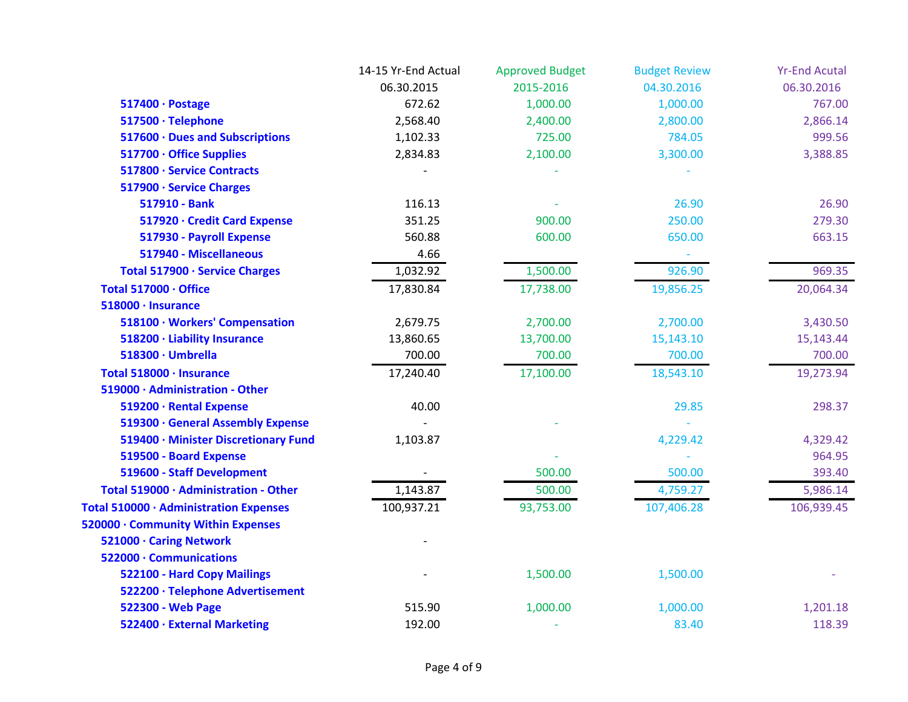| | 14-15 Yr-End Actual 06.30.2015 | Approved Budget 2015-2016 | Budget Review 04.30.2016 | Yr-End Acutal 06.30.2016 |
|---|---|---|---|---|
| 517400 · Postage | 672.62 | 1,000.00 | 1,000.00 | 767.00 |
| 517500 · Telephone | 2,568.40 | 2,400.00 | 2,800.00 | 2,866.14 |
| 517600 · Dues and Subscriptions | 1,102.33 | 725.00 | 784.05 | 999.56 |
| 517700 · Office Supplies | 2,834.83 | 2,100.00 | 3,300.00 | 3,388.85 |
| 517800 · Service Contracts | - | - | - | |
| 517900 · Service Charges | | | | |
| 517910 - Bank | 116.13 | - | 26.90 | 26.90 |
| 517920 · Credit Card Expense | 351.25 | 900.00 | 250.00 | 279.30 |
| 517930 - Payroll Expense | 560.88 | 600.00 | 650.00 | 663.15 |
| 517940 - Miscellaneous | 4.66 | | - | |
| Total 517900 · Service Charges | 1,032.92 | 1,500.00 | 926.90 | 969.35 |
| Total 517000 · Office | 17,830.84 | 17,738.00 | 19,856.25 | 20,064.34 |
| 518000 · Insurance | | | | |
| 518100 · Workers' Compensation | 2,679.75 | 2,700.00 | 2,700.00 | 3,430.50 |
| 518200 · Liability Insurance | 13,860.65 | 13,700.00 | 15,143.10 | 15,143.44 |
| 518300 · Umbrella | 700.00 | 700.00 | 700.00 | 700.00 |
| Total 518000 · Insurance | 17,240.40 | 17,100.00 | 18,543.10 | 19,273.94 |
| 519000 · Administration - Other | | | | |
| 519200 · Rental Expense | 40.00 | | 29.85 | 298.37 |
| 519300 · General Assembly Expense | - | - | - | |
| 519400 · Minister Discretionary Fund | 1,103.87 | | 4,229.42 | 4,329.42 |
| 519500 - Board Expense | | - | - | 964.95 |
| 519600 - Staff Development | - | 500.00 | 500.00 | 393.40 |
| Total 519000 · Administration - Other | 1,143.87 | 500.00 | 4,759.27 | 5,986.14 |
| Total 510000 · Administration Expenses | 100,937.21 | 93,753.00 | 107,406.28 | 106,939.45 |
| 520000 · Community Within Expenses | | | | |
| 521000 · Caring Network | - | | | |
| 522000 · Communications | | | | |
| 522100 - Hard Copy Mailings | - | 1,500.00 | 1,500.00 | - |
| 522200 · Telephone Advertisement | | | | |
| 522300 - Web Page | 515.90 | 1,000.00 | 1,000.00 | 1,201.18 |
| 522400 · External Marketing | 192.00 | - | 83.40 | 118.39 |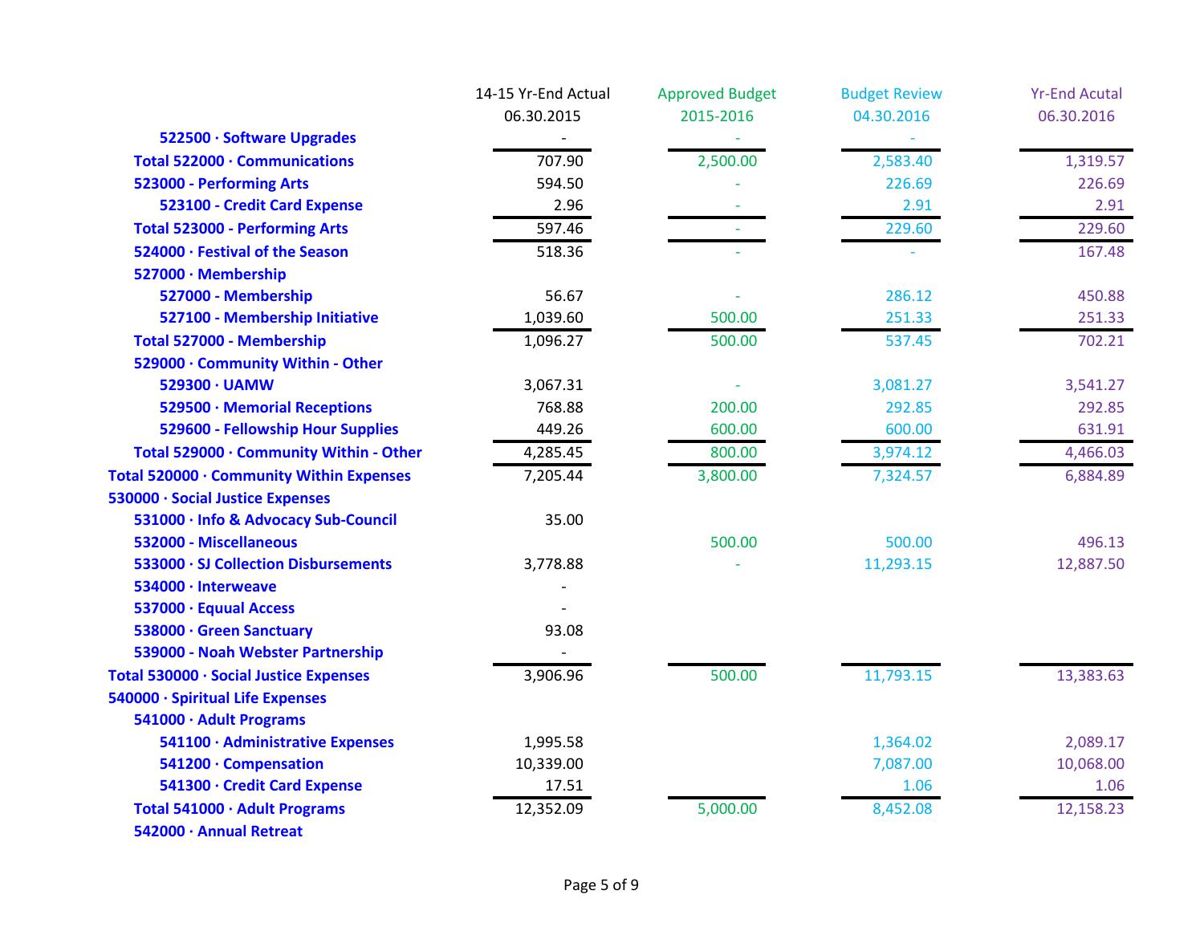| | 14-15 Yr-End Actual 06.30.2015 | Approved Budget 2015-2016 | Budget Review 04.30.2016 | Yr-End Acutal 06.30.2016 |
|---|---|---|---|---|
| 522500 · Software Upgrades | - | - | - | |
| Total 522000 · Communications | 707.90 | 2,500.00 | 2,583.40 | 1,319.57 |
| 523000 - Performing Arts | 594.50 | - | 226.69 | 226.69 |
| 523100 - Credit Card Expense | 2.96 | - | 2.91 | 2.91 |
| Total 523000 - Performing Arts | 597.46 | - | 229.60 | 229.60 |
| 524000 · Festival of the Season | 518.36 | - | - | 167.48 |
| 527000 · Membership | | | | |
| 527000 - Membership | 56.67 | - | 286.12 | 450.88 |
| 527100 - Membership Initiative | 1,039.60 | 500.00 | 251.33 | 251.33 |
| Total 527000 - Membership | 1,096.27 | 500.00 | 537.45 | 702.21 |
| 529000 · Community Within - Other | | | | |
| 529300 · UAMW | 3,067.31 | - | 3,081.27 | 3,541.27 |
| 529500 · Memorial Receptions | 768.88 | 200.00 | 292.85 | 292.85 |
| 529600 - Fellowship Hour Supplies | 449.26 | 600.00 | 600.00 | 631.91 |
| Total 529000 · Community Within - Other | 4,285.45 | 800.00 | 3,974.12 | 4,466.03 |
| Total 520000 · Community Within Expenses | 7,205.44 | 3,800.00 | 7,324.57 | 6,884.89 |
| 530000 · Social Justice Expenses | | | | |
| 531000 · Info & Advocacy Sub-Council | 35.00 | | | |
| 532000 - Miscellaneous | | 500.00 | 500.00 | 496.13 |
| 533000 · SJ Collection Disbursements | 3,778.88 | - | 11,293.15 | 12,887.50 |
| 534000 · Interweave | - | | | |
| 537000 · Equual Access | - | | | |
| 538000 · Green Sanctuary | 93.08 | | | |
| 539000 - Noah Webster Partnership | - | | | |
| Total 530000 · Social Justice Expenses | 3,906.96 | 500.00 | 11,793.15 | 13,383.63 |
| 540000 · Spiritual Life Expenses | | | | |
| 541000 · Adult Programs | | | | |
| 541100 · Administrative Expenses | 1,995.58 | | 1,364.02 | 2,089.17 |
| 541200 · Compensation | 10,339.00 | | 7,087.00 | 10,068.00 |
| 541300 · Credit Card Expense | 17.51 | | 1.06 | 1.06 |
| Total 541000 · Adult Programs | 12,352.09 | 5,000.00 | 8,452.08 | 12,158.23 |
| 542000 · Annual Retreat | | | | |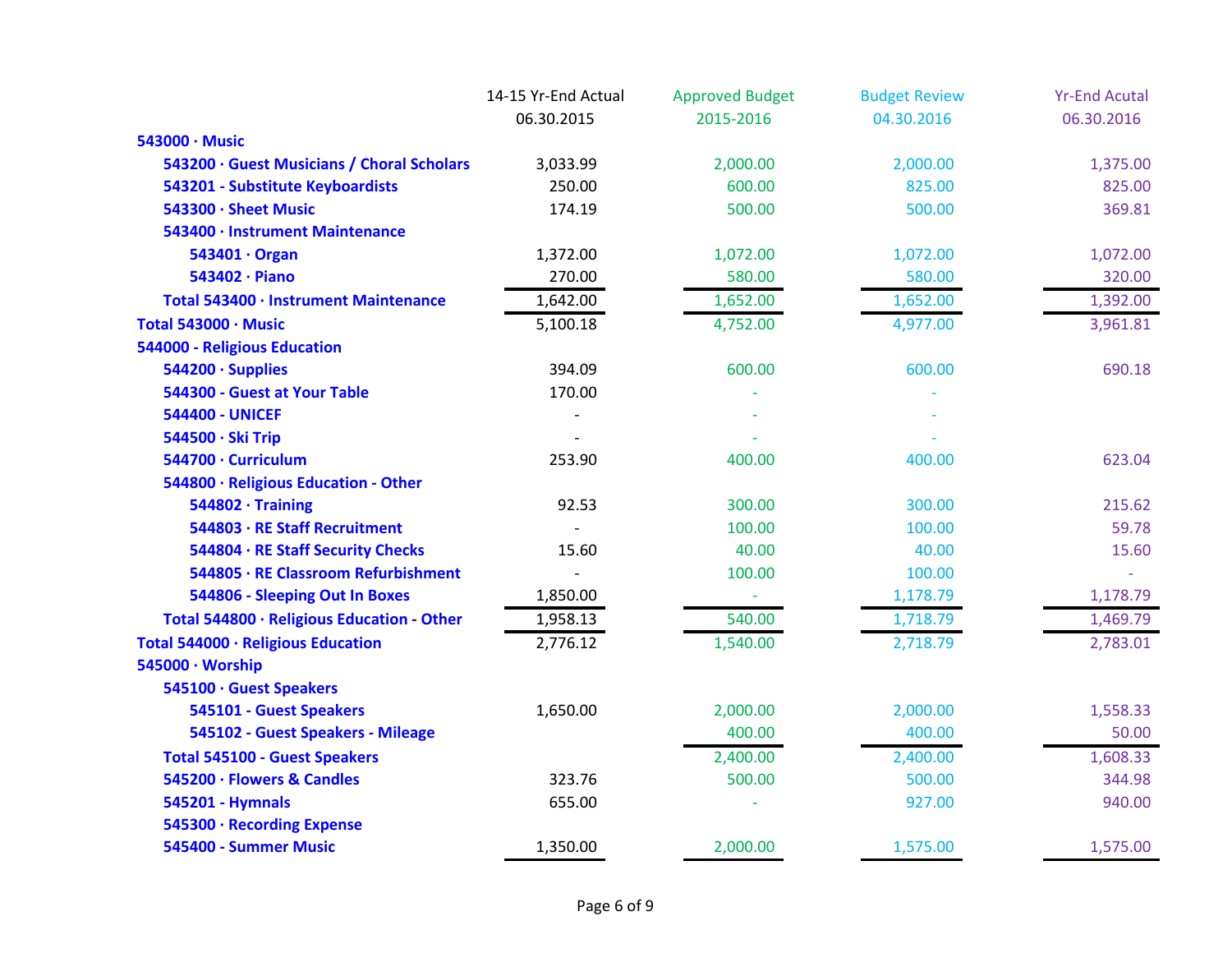| | 14-15 Yr-End Actual 06.30.2015 | Approved Budget 2015-2016 | Budget Review 04.30.2016 | Yr-End Acutal 06.30.2016 |
|---|---|---|---|---|
| **543000 · Music** | | | | |
| **543200 · Guest Musicians / Choral Scholars** | 3,033.99 | 2,000.00 | 2,000.00 | 1,375.00 |
| **543201 - Substitute Keyboardists** | 250.00 | 600.00 | 825.00 | 825.00 |
| **543300 · Sheet Music** | 174.19 | 500.00 | 500.00 | 369.81 |
| **543400 · Instrument Maintenance** | | | | |
| **543401 · Organ** | 1,372.00 | 1,072.00 | 1,072.00 | 1,072.00 |
| **543402 · Piano** | 270.00 | 580.00 | 580.00 | 320.00 |
| **Total 543400 · Instrument Maintenance** | 1,642.00 | 1,652.00 | 1,652.00 | 1,392.00 |
| **Total 543000 · Music** | 5,100.18 | 4,752.00 | 4,977.00 | 3,961.81 |
| **544000 - Religious Education** | | | | |
| **544200 · Supplies** | 394.09 | 600.00 | 600.00 | 690.18 |
| **544300 - Guest at Your Table** | 170.00 | - | - | |
| **544400 - UNICEF** | - | - | - | |
| **544500 · Ski Trip** | - | - | - | |
| **544700 · Curriculum** | 253.90 | 400.00 | 400.00 | 623.04 |
| **544800 · Religious Education - Other** | | | | |
| **544802 · Training** | 92.53 | 300.00 | 300.00 | 215.62 |
| **544803 · RE Staff Recruitment** | - | 100.00 | 100.00 | 59.78 |
| **544804 · RE Staff Security Checks** | 15.60 | 40.00 | 40.00 | 15.60 |
| **544805 · RE Classroom Refurbishment** | - | 100.00 | 100.00 | - |
| **544806 - Sleeping Out In Boxes** | 1,850.00 | - | 1,178.79 | 1,178.79 |
| **Total 544800 · Religious Education - Other** | 1,958.13 | 540.00 | 1,718.79 | 1,469.79 |
| **Total 544000 · Religious Education** | 2,776.12 | 1,540.00 | 2,718.79 | 2,783.01 |
| **545000 · Worship** | | | | |
| **545100 · Guest Speakers** | | | | |
| **545101 - Guest Speakers** | 1,650.00 | 2,000.00 | 2,000.00 | 1,558.33 |
| **545102 - Guest Speakers - Mileage** | | 400.00 | 400.00 | 50.00 |
| **Total 545100 - Guest Speakers** | | 2,400.00 | 2,400.00 | 1,608.33 |
| **545200 · Flowers & Candles** | 323.76 | 500.00 | 500.00 | 344.98 |
| **545201 - Hymnals** | 655.00 | - | 927.00 | 940.00 |
| **545300 · Recording Expense** | | | | |
| **545400 - Summer Music** | 1,350.00 | 2,000.00 | 1,575.00 | 1,575.00 |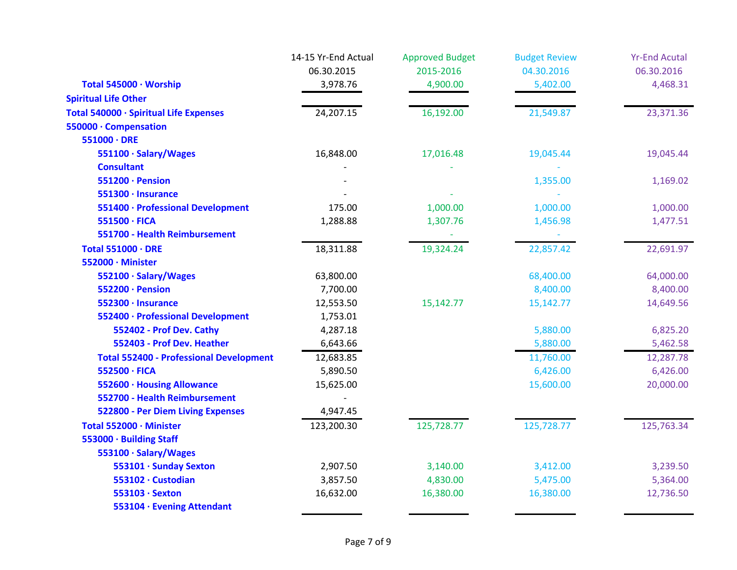| | 14-15 Yr-End Actual 06.30.2015 | Approved Budget 2015-2016 | Budget Review 04.30.2016 | Yr-End Acutal 06.30.2016 |
|---|---|---|---|---|
| **Total 545000 · Worship** | 3,978.76 | 4,900.00 | 5,402.00 | 4,468.31 |
| **Spiritual Life Other** | | | | |
| **Total 540000 · Spiritual Life Expenses** | 24,207.15 | 16,192.00 | 21,549.87 | 23,371.36 |
| **550000 · Compensation** | | | | |
| **551000 · DRE** | | | | |
| **551100 · Salary/Wages** | 16,848.00 | 17,016.48 | 19,045.44 | 19,045.44 |
| **Consultant** | - | - | - | |
| **551200 · Pension** | - | | 1,355.00 | 1,169.02 |
| **551300 · Insurance** | - | - | - | |
| **551400 · Professional Development** | 175.00 | 1,000.00 | 1,000.00 | 1,000.00 |
| **551500 · FICA** | 1,288.88 | 1,307.76 | 1,456.98 | 1,477.51 |
| **551700 - Health Reimbursement** | | - | - | |
| **Total 551000 · DRE** | 18,311.88 | 19,324.24 | 22,857.42 | 22,691.97 |
| **552000 · Minister** | | | | |
| **552100 · Salary/Wages** | 63,800.00 | | 68,400.00 | 64,000.00 |
| **552200 · Pension** | 7,700.00 | | 8,400.00 | 8,400.00 |
| **552300 · Insurance** | 12,553.50 | 15,142.77 | 15,142.77 | 14,649.56 |
| **552400 · Professional Development** | 1,753.01 | | | |
| **552402 - Prof Dev. Cathy** | 4,287.18 | | 5,880.00 | 6,825.20 |
| **552403 - Prof Dev. Heather** | 6,643.66 | | 5,880.00 | 5,462.58 |
| **Total 552400 - Professional Development** | 12,683.85 | | 11,760.00 | 12,287.78 |
| **552500 · FICA** | 5,890.50 | | 6,426.00 | 6,426.00 |
| **552600 · Housing Allowance** | 15,625.00 | | 15,600.00 | 20,000.00 |
| **552700 - Health Reimbursement** | - | | | |
| **522800 - Per Diem Living Expenses** | 4,947.45 | | | |
| **Total 552000 · Minister** | 123,200.30 | 125,728.77 | 125,728.77 | 125,763.34 |
| **553000 · Building Staff** | | | | |
| **553100 · Salary/Wages** | | | | |
| **553101 · Sunday Sexton** | 2,907.50 | 3,140.00 | 3,412.00 | 3,239.50 |
| **553102 · Custodian** | 3,857.50 | 4,830.00 | 5,475.00 | 5,364.00 |
| **553103 · Sexton** | 16,632.00 | 16,380.00 | 16,380.00 | 12,736.50 |
| **553104 · Evening Attendant** | | | | |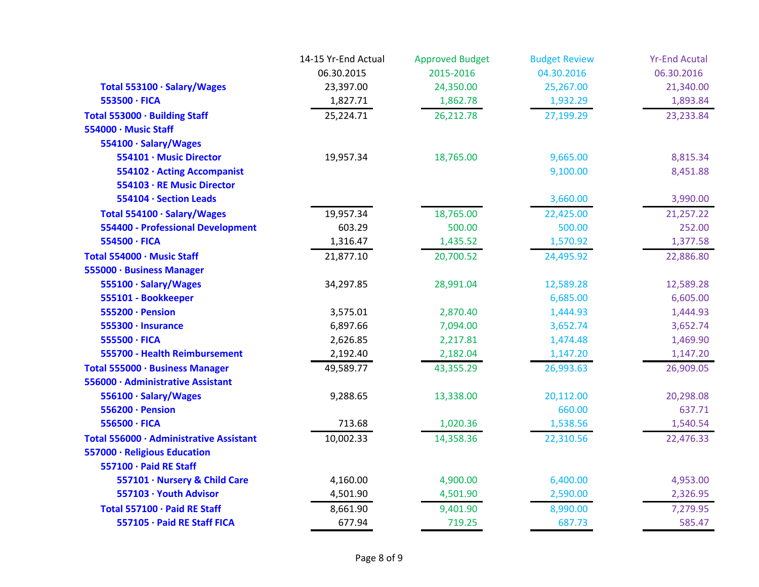| | 14-15 Yr-End Actual 06.30.2015 | Approved Budget 2015-2016 | Budget Review 04.30.2016 | Yr-End Acutal 06.30.2016 |
|---|---|---|---|---|
| **Total 553100 · Salary/Wages** | 23,397.00 | 24,350.00 | 25,267.00 | 21,340.00 |
| **553500 · FICA** | 1,827.71 | 1,862.78 | 1,932.29 | 1,893.84 |
| **Total 553000 · Building Staff** | 25,224.71 | 26,212.78 | 27,199.29 | 23,233.84 |
| **554000 · Music Staff** | | | | |
| **554100 · Salary/Wages** | | | | |
| **554101 · Music Director** | 19,957.34 | 18,765.00 | 9,665.00 | 8,815.34 |
| **554102 · Acting Accompanist** | | | 9,100.00 | 8,451.88 |
| **554103 · RE Music Director** | | | | |
| **554104 · Section Leads** | | | 3,660.00 | 3,990.00 |
| **Total 554100 · Salary/Wages** | 19,957.34 | 18,765.00 | 22,425.00 | 21,257.22 |
| **554400 - Professional Development** | 603.29 | 500.00 | 500.00 | 252.00 |
| **554500 · FICA** | 1,316.47 | 1,435.52 | 1,570.92 | 1,377.58 |
| **Total 554000 · Music Staff** | 21,877.10 | 20,700.52 | 24,495.92 | 22,886.80 |
| **555000 · Business Manager** | | | | |
| **555100 · Salary/Wages** | 34,297.85 | 28,991.04 | 12,589.28 | 12,589.28 |
| **555101 - Bookkeeper** | | | 6,685.00 | 6,605.00 |
| **555200 · Pension** | 3,575.01 | 2,870.40 | 1,444.93 | 1,444.93 |
| **555300 · Insurance** | 6,897.66 | 7,094.00 | 3,652.74 | 3,652.74 |
| **555500 · FICA** | 2,626.85 | 2,217.81 | 1,474.48 | 1,469.90 |
| **555700 - Health Reimbursement** | 2,192.40 | 2,182.04 | 1,147.20 | 1,147.20 |
| **Total 555000 · Business Manager** | 49,589.77 | 43,355.29 | 26,993.63 | 26,909.05 |
| **556000 · Administrative Assistant** | | | | |
| **556100 · Salary/Wages** | 9,288.65 | 13,338.00 | 20,112.00 | 20,298.08 |
| **556200 · Pension** | | | 660.00 | 637.71 |
| **556500 · FICA** | 713.68 | 1,020.36 | 1,538.56 | 1,540.54 |
| **Total 556000 · Administrative Assistant** | 10,002.33 | 14,358.36 | 22,310.56 | 22,476.33 |
| **557000 · Religious Education** | | | | |
| **557100 · Paid RE Staff** | | | | |
| **557101 · Nursery & Child Care** | 4,160.00 | 4,900.00 | 6,400.00 | 4,953.00 |
| **557103 · Youth Advisor** | 4,501.90 | 4,501.90 | 2,590.00 | 2,326.95 |
| **Total 557100 · Paid RE Staff** | 8,661.90 | 9,401.90 | 8,990.00 | 7,279.95 |
| **557105 · Paid RE Staff FICA** | 677.94 | 719.25 | 687.73 | 585.47 |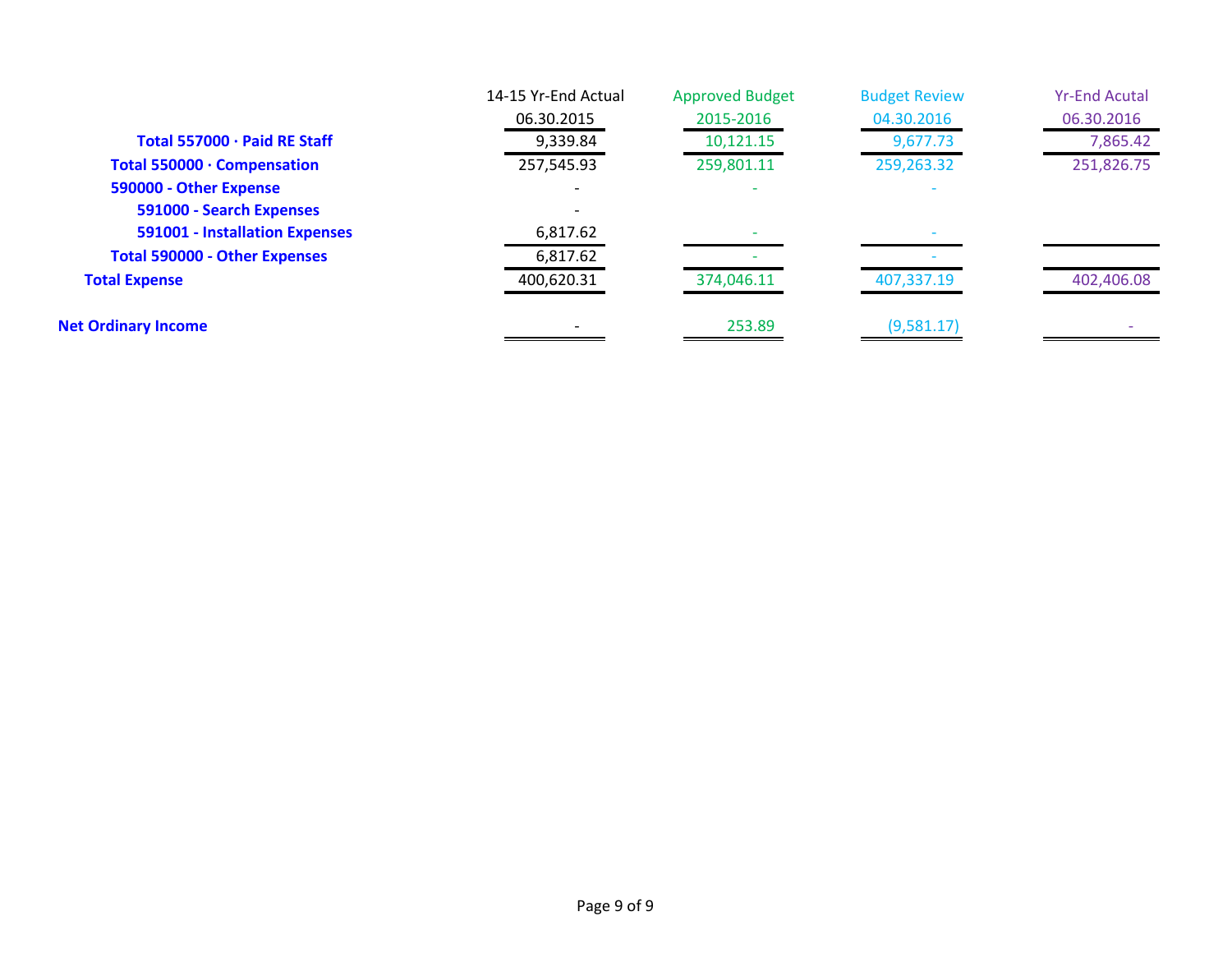| | 14-15 Yr-End Actual 06.30.2015 | Approved Budget 2015-2016 | Budget Review 04.30.2016 | Yr-End Acutal 06.30.2016 |
|---|---|---|---|---|
| **Total 557000 · Paid RE Staff** | 9,339.84 | 10,121.15 | 9,677.73 | 7,865.42 |
| **Total 550000 · Compensation** | 257,545.93 | 259,801.11 | 259,263.32 | 251,826.75 |
| **590000 - Other Expense** | - | - | - | |
| **591000 - Search Expenses** | - | | | |
| **591001 - Installation Expenses** | 6,817.62 | - | - | |
| **Total 590000 - Other Expenses** | 6,817.62 | - | - | |
| **Total Expense** | 400,620.31 | 374,046.11 | 407,337.19 | 402,406.08 |
| **Net Ordinary Income** | - | 253.89 | (9,581.17) | - |